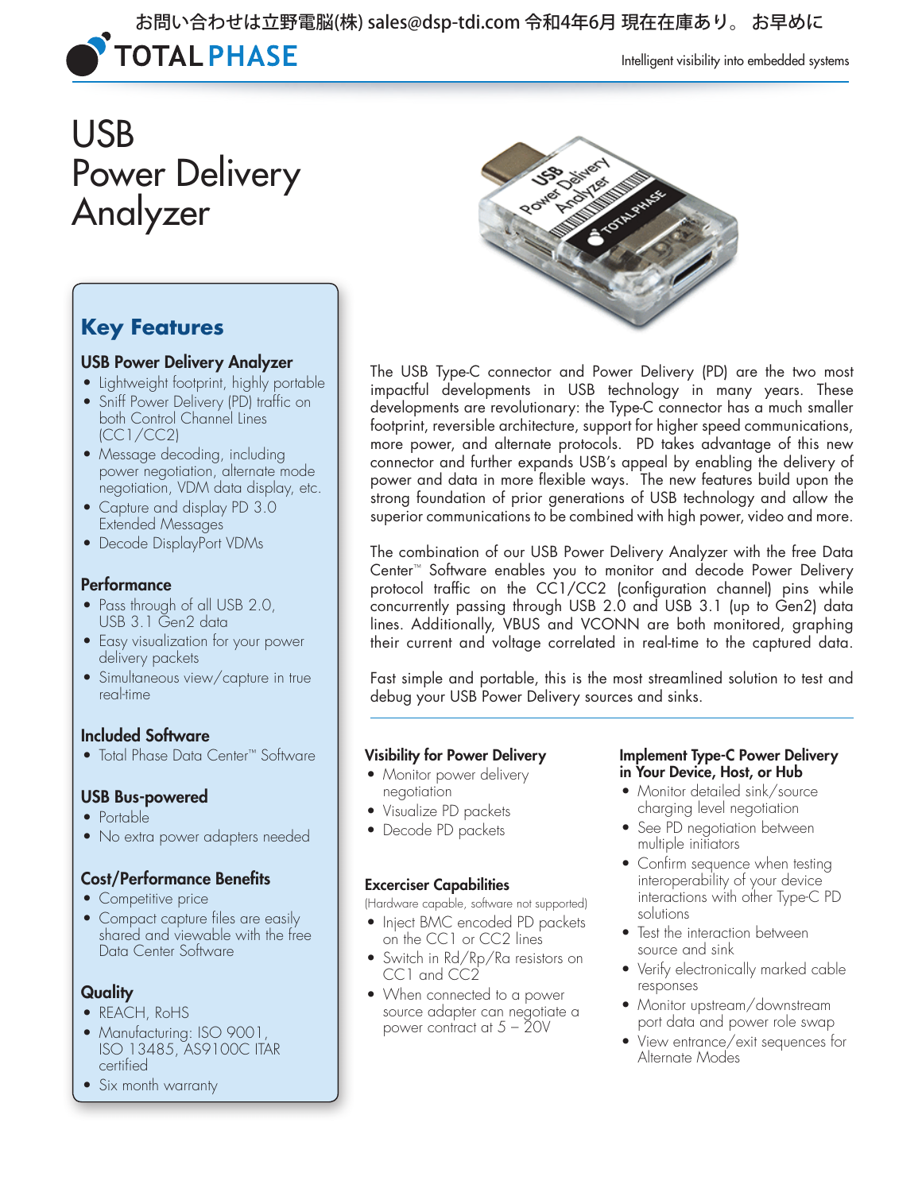お問い合わせは立野電脳(株) sales@dsp-tdi.com 令和4年6月 現在在庫あり。 お早めに

TOTAL PHASE

Intelligent visibility into embedded systems

# USB Power Delivery Analyzer

## Key Features

### USB Power Delivery Analyzer

- Lightweight footprint, highly portable
- Sniff Power Delivery (PD) traffic on both Control Channel Lines (CC1/CC2)
- Message decoding, including power negotiation, alternate mode negotiation, VDM data display, etc.
- Capture and display PD 3.0 Extended Messages
- Decode DisplayPort VDMs

### Performance

- Pass through of all USB 2.0, USB 3.1 Gen2 data
- Easy visualization for your power delivery packets
- Simultaneous view/capture in true real-time

### Included Software

- Total Phase Data Center™ Software

### USB Bus-powered

- Portable
- No extra power adapters needed

### Cost/Performance Benefits

- Competitive price
- Compact capture files are easily shared and viewable with the free Data Center Software

### Quality

- REACH, RoHS
- Manufacturing: ISO 9001, ISO 13485, AS9100C ITAR certified
- Six month warranty

The USB Type-C connector and Power Delivery (PD) are the two most impactful developments in USB technology in many years. These developments are revolutionary: the Type-C connector has a much smaller footprint, reversible architecture, support for higher speed communications, more power, and alternate protocols. PD takes advantage of this new connector and further expands USB's appeal by enabling the delivery of power and data in more flexible ways. The new features build upon the strong foundation of prior generations of USB technology and allow the superior communications to be combined with high power, video and more.

The combination of our USB Power Delivery Analyzer with the free Data Center™ Software enables you to monitor and decode Power Delivery protocol traffic on the CC1/CC2 (configuration channel) pins while concurrently passing through USB 2.0 and USB 3.1 (up to Gen2) data lines. Additionally, VBUS and VCONN are both monitored, graphing their current and voltage correlated in real-time to the captured data.

Fast simple and portable, this is the most streamlined solution to test and debug your USB Power Delivery sources and sinks.

---

### Visibility for Power Delivery

- Monitor power delivery negotiation
- Visualize PD packets
- Decode PD packets

### Excerciser Capabilities

(Hardware capable, software not supported)

- Inject BMC encoded PD packets on the CC1 or CC2 lines
- Switch in Rd/Rp/Ra resistors on CC1 and CC2
- When connected to a power source adapter can negotiate a power contract at 5 – 20V

### Implement Type-C Power Delivery in Your Device, Host, or Hub

- Monitor detailed sink/source charging level negotiation
- See PD negotiation between multiple initiators
- Confirm sequence when testing interoperability of your device interactions with other Type-C PD solutions
- Test the interaction between source and sink
- Verify electronically marked cable responses
- Monitor upstream/downstream port data and power role swap
- View entrance/exit sequences for Alternate Modes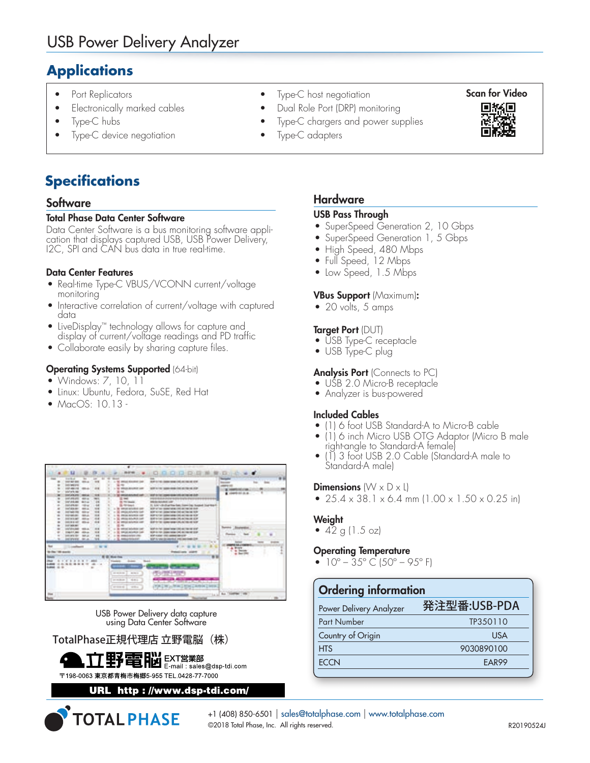# USB Power Delivery Analyzer

## Applications

- Port Replicators
- Electronically marked cables
- Type-C hubs
- Type-C device negotiation
- Type-C host negotiation
- Dual Role Port (DRP) monitoring
- Type-C chargers and power supplies
- Type-C adapters

Scan for Video

## Specifications

### Software

#### Total Phase Data Center Software

Data Center Software is a bus monitoring software application that displays captured USB, USB Power Delivery, I2C, SPI and CAN bus data in true real-time.

#### Data Center Features

- Real-time Type-C VBUS/VCONN current/voltage monitoring
- Interactive correlation of current/voltage with captured data
- LiveDisplay™ technology allows for capture and display of current/voltage readings and PD traffic
- Collaborate easily by sharing capture files.

#### Operating Systems Supported (64-bit)

- Windows: 7, 10, 11
- Linux: Ubuntu, Fedora, SuSE, Red Hat
- MacOS: 10.13 -

USB Power Delivery data capture using Data Center Software

TotalPhase正規代理店 立野電脳（株）

立野電脳 EXT営業部 E-mail : sales@dsp-tdi.com

〒198-0063 東京都青梅市梅郷5-955 TEL.0428-77-7000

URL http : //www.dsp-tdi.com/

### Hardware

#### USB Pass Through

- SuperSpeed Generation 2, 10 Gbps
- SuperSpeed Generation 1, 5 Gbps
- High Speed, 480 Mbps
- Full Speed, 12 Mbps
- Low Speed, 1.5 Mbps

#### VBus Support (Maximum):

- 20 volts, 5 amps

#### Target Port (DUT)

- USB Type-C receptacle
- USB Type-C plug

#### Analysis Port (Connects to PC)

- USB 2.0 Micro-B receptacle
- Analyzer is bus-powered

#### Included Cables

- (1) 6 foot USB Standard-A to Micro-B cable
- (1) 6 inch Micro USB OTG Adaptor (Micro B male right-angle to Standard-A female)
- (1) 3 foot USB 2.0 Cable (Standard-A male to Standard-A male)

#### Dimensions (W x D x L)

- 25.4 x 38.1 x 6.4 mm (1.00 x 1.50 x 0.25 in)

#### Weight

- 42 g (1.5 oz)

#### Operating Temperature

- 10° – 35° C (50° – 95° F)

### Ordering information

| | |
|---|---|
| Power Delivery Analyzer | 発注型番:USB-PDA |
| Part Number | TP350110 |
| Country of Origin | USA |
| HTS | 9030890100 |
| ECCN | EAR99 |

TOTAL PHASE

+1 (408) 850-6501 | sales@totalphase.com | www.totalphase.com

©2018 Total Phase, Inc. All rights reserved.

R20190524J